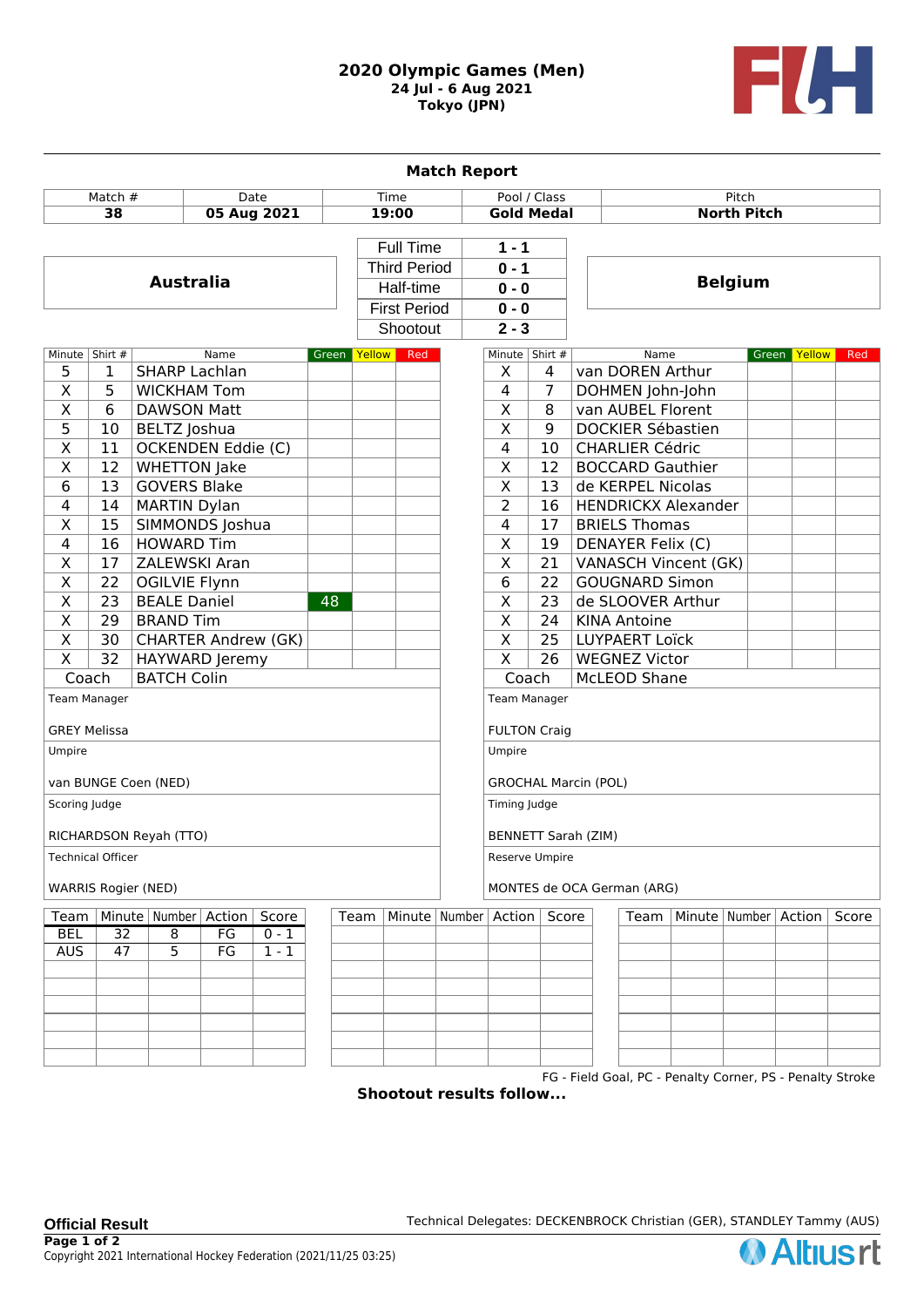# 2020 Olympic Games (Men)

**24 Jul - 6 Aug 2021**
**Tokyo (JPN)**

## Match Report

| Match # | Date | Time | Pool / Class | Pitch |
|---|---|---|---|---|
| **38** | **05 Aug 2021** | **19:00** | **Gold Medal** | **North Pitch** |

| Australia | | | Belgium |
|---|---|---|---|
| | Full Time | 1 - 1 | |
| | Third Period | 0 - 1 | |
| | Half-time | 0 - 0 | |
| | First Period | 0 - 0 | |
| | Shootout | 2 - 3 | |

### Australia

| Minute | Shirt # | Name | Green | Yellow | Red |
|---|---|---|---|---|---|
| 5 | 1 | SHARP Lachlan | | | |
| X | 5 | WICKHAM Tom | | | |
| X | 6 | DAWSON Matt | | | |
| 5 | 10 | BELTZ Joshua | | | |
| X | 11 | OCKENDEN Eddie (C) | | | |
| X | 12 | WHETTON Jake | | | |
| 6 | 13 | GOVERS Blake | | | |
| 4 | 14 | MARTIN Dylan | | | |
| X | 15 | SIMMONDS Joshua | | | |
| 4 | 16 | HOWARD Tim | | | |
| X | 17 | ZALEWSKI Aran | | | |
| X | 22 | OGILVIE Flynn | | | |
| X | 23 | BEALE Daniel | 48 | | |
| X | 29 | BRAND Tim | | | |
| X | 30 | CHARTER Andrew (GK) | | | |
| X | 32 | HAYWARD Jeremy | | | |
| Coach | | BATCH Colin | | | |

Team Manager
GREY Melissa

Umpire
van BUNGE Coen (NED)

Scoring Judge
RICHARDSON Reyah (TTO)

Technical Officer
WARRIS Rogier (NED)

### Belgium

| Minute | Shirt # | Name | Green | Yellow | Red |
|---|---|---|---|---|---|
| X | 4 | van DOREN Arthur | | | |
| 4 | 7 | DOHMEN John-John | | | |
| X | 8 | van AUBEL Florent | | | |
| X | 9 | DOCKIER Sébastien | | | |
| 4 | 10 | CHARLIER Cédric | | | |
| X | 12 | BOCCARD Gauthier | | | |
| X | 13 | de KERPEL Nicolas | | | |
| 2 | 16 | HENDRICKX Alexander | | | |
| 4 | 17 | BRIELS Thomas | | | |
| X | 19 | DENAYER Felix (C) | | | |
| X | 21 | VANASCH Vincent (GK) | | | |
| 6 | 22 | GOUGNARD Simon | | | |
| X | 23 | de SLOOVER Arthur | | | |
| X | 24 | KINA Antoine | | | |
| X | 25 | LUYPAERT Loïck | | | |
| X | 26 | WEGNEZ Victor | | | |
| Coach | | McLEOD Shane | | | |

Team Manager
FULTON Craig

Umpire
GROCHAL Marcin (POL)

Timing Judge
BENNETT Sarah (ZIM)

Reserve Umpire
MONTES de OCA German (ARG)

### Goals

| Team | Minute | Number | Action | Score |
|---|---|---|---|---|
| BEL | 32 | 8 | FG | 0 - 1 |
| AUS | 47 | 5 | FG | 1 - 1 |

FG - Field Goal, PC - Penalty Corner, PS - Penalty Stroke

**Shootout results follow...**

**Official Result**

Technical Delegates: DECKENBROCK Christian (GER), STANDLEY Tammy (AUS)

Copyright 2021 International Hockey Federation (2021/11/25 03:25)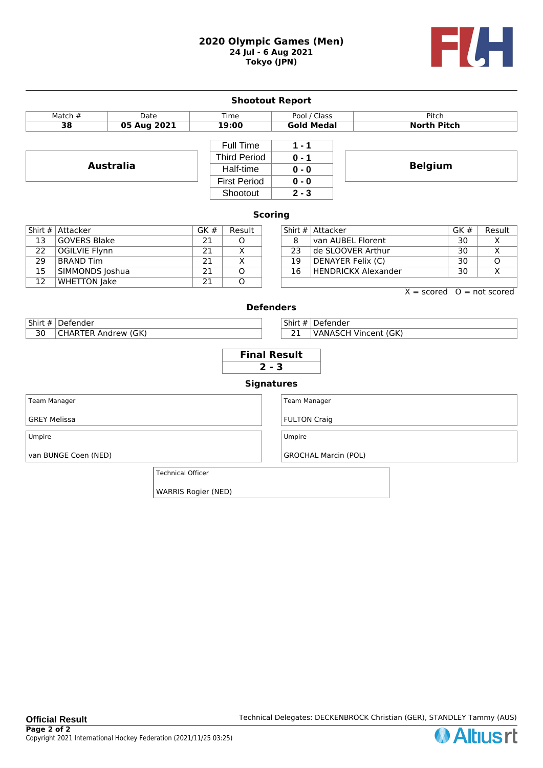# 2020 Olympic Games (Men)

**24 Jul - 6 Aug 2021**
**Tokyo (JPN)**

## Shootout Report

| Match # | Date | Time | Pool / Class | Pitch |
|---|---|---|---|---|
| **38** | **05 Aug 2021** | **19:00** | **Gold Medal** | **North Pitch** |

**Australia** vs **Belgium**

| | |
|---|---|
| Full Time | **1 - 1** |
| Third Period | **0 - 1** |
| Half-time | **0 - 0** |
| First Period | **0 - 0** |
| Shootout | **2 - 3** |

### Scoring

**Australia**

| Shirt # | Attacker | GK # | Result |
|---|---|---|---|
| 13 | GOVERS Blake | 21 | O |
| 22 | OGILVIE Flynn | 21 | X |
| 29 | BRAND Tim | 21 | X |
| 15 | SIMMONDS Joshua | 21 | O |
| 12 | WHETTON Jake | 21 | O |

**Belgium**

| Shirt # | Attacker | GK # | Result |
|---|---|---|---|
| 8 | van AUBEL Florent | 30 | X |
| 23 | de SLOOVER Arthur | 30 | X |
| 19 | DENAYER Felix (C) | 30 | O |
| 16 | HENDRICKX Alexander | 30 | X |

X = scored O = not scored

### Defenders

**Australia**

| Shirt # | Defender |
|---|---|
| 30 | CHARTER Andrew (GK) |

**Belgium**

| Shirt # | Defender |
|---|---|
| 21 | VANASCH Vincent (GK) |

**Final Result**
**2 - 3**

### Signatures

Team Manager
GREY Melissa

Team Manager
FULTON Craig

Umpire
van BUNGE Coen (NED)

Umpire
GROCHAL Marcin (POL)

Technical Officer
WARRIS Rogier (NED)

**Official Result**

Technical Delegates: DECKENBROCK Christian (GER), STANDLEY Tammy (AUS)

Copyright 2021 International Hockey Federation (2021/11/25 03:25)